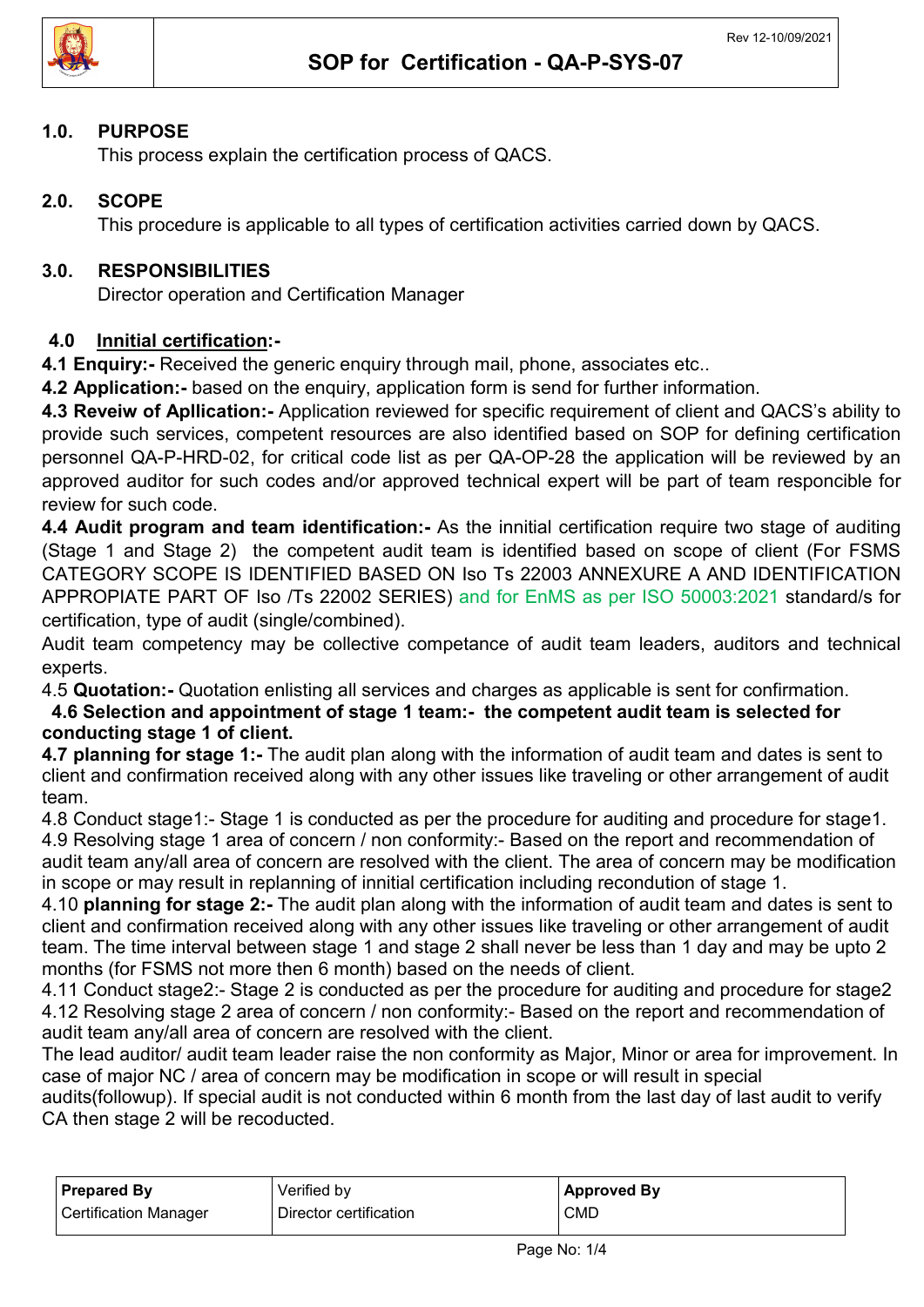# SOP for Certification - QA-P-SYS-07

Rev 12-10/09/2021

## 1.0. PURPOSE

This process explain the certification process of QACS.

## 2.0. SCOPE

This procedure is applicable to all types of certification activities carried down by QACS.

## 3.0. RESPONSIBILITIES

Director operation and Certification Manager

## 4.0 Innitial certification:-

**4.1 Enquiry:-** Received the generic enquiry through mail, phone, associates etc..

**4.2 Application:-** based on the enquiry, application form is send for further information.

**4.3 Reveiw of Apllication:-** Application reviewed for specific requirement of client and QACS's ability to provide such services, competent resources are also identified based on SOP for defining certification personnel QA-P-HRD-02, for critical code list as per QA-OP-28 the application will be reviewed by an approved auditor for such codes and/or approved technical expert will be part of team responcible for review for such code.

**4.4 Audit program and team identification:-** As the innitial certification require two stage of auditing (Stage 1 and Stage 2) the competent audit team is identified based on scope of client (For FSMS CATEGORY SCOPE IS IDENTIFIED BASED ON Iso Ts 22003 ANNEXURE A AND IDENTIFICATION APPROPIATE PART OF Iso /Ts 22002 SERIES) and for EnMS as per ISO 50003:2021 standard/s for certification, type of audit (single/combined).

Audit team competency may be collective competance of audit team leaders, auditors and technical experts.

4.5 **Quotation:-** Quotation enlisting all services and charges as applicable is sent for confirmation.

**4.6 Selection and appointment of stage 1 team:- the competent audit team is selected for conducting stage 1 of client.**

**4.7 planning for stage 1:-** The audit plan along with the information of audit team and dates is sent to client and confirmation received along with any other issues like traveling or other arrangement of audit team.

4.8 Conduct stage1:- Stage 1 is conducted as per the procedure for auditing and procedure for stage1.

4.9 Resolving stage 1 area of concern / non conformity:- Based on the report and recommendation of audit team any/all area of concern are resolved with the client. The area of concern may be modification in scope or may result in replanning of innitial certification including recondution of stage 1.

4.10 **planning for stage 2:-** The audit plan along with the information of audit team and dates is sent to client and confirmation received along with any other issues like traveling or other arrangement of audit team. The time interval between stage 1 and stage 2 shall never be less than 1 day and may be upto 2 months (for FSMS not more then 6 month) based on the needs of client.

4.11 Conduct stage2:- Stage 2 is conducted as per the procedure for auditing and procedure for stage2

4.12 Resolving stage 2 area of concern / non conformity:- Based on the report and recommendation of audit team any/all area of concern are resolved with the client.

The lead auditor/ audit team leader raise the non conformity as Major, Minor or area for improvement. In case of major NC / area of concern may be modification in scope or will result in special audits(followup). If special audit is not conducted within 6 month from the last day of last audit to verify CA then stage 2 will be recoducted.

| **Prepared By** | Verified by | **Approved By** |
|---|---|---|
| Certification Manager | Director certification | CMD |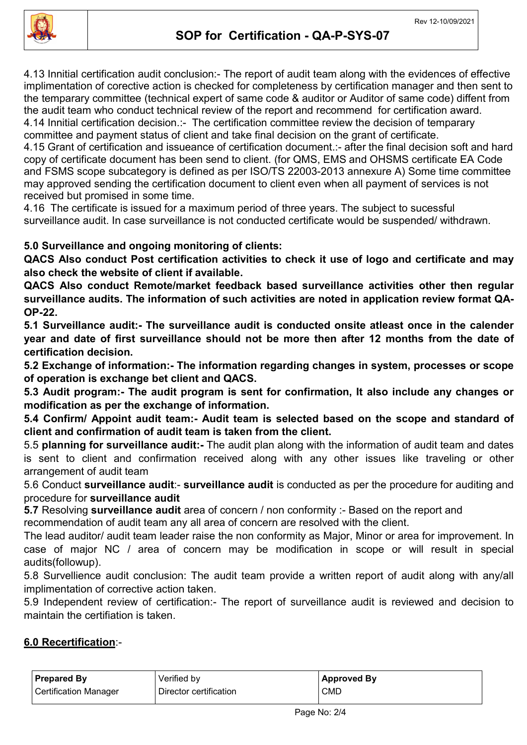4.13 Innitial certification audit conclusion:- The report of audit team along with the evidences of effective implimentation of corective action is checked for completeness by certification manager and then sent to the temparary committee (technical expert of same code & auditor or Auditor of same code) diffent from the audit team who conduct technical review of the report and recommend for certification award.
4.14 Innitial certification decision.:- The certification committee review the decision of temparary committee and payment status of client and take final decision on the grant of certificate.
4.15 Grant of certification and issueance of certification document.:- after the final decision soft and hard copy of certificate document has been send to client. (for QMS, EMS and OHSMS certificate EA Code and FSMS scope subcategory is defined as per ISO/TS 22003-2013 annexure A) Some time committee may approved sending the certification document to client even when all payment of services is not received but promised in some time.
4.16 The certificate is issued for a maximum period of three years. The subject to sucessful surveillance audit. In case surveillance is not conducted certificate would be suspended/ withdrawn.

**5.0 Surveillance and ongoing monitoring of clients:**

**QACS Also conduct Post certification activities to check it use of logo and certificate and may also check the website of client if available.**

**QACS Also conduct Remote/market feedback based surveillance activities other then regular surveillance audits. The information of such activities are noted in application review format QA-OP-22.**

**5.1 Surveillance audit:- The surveillance audit is conducted onsite atleast once in the calender year and date of first surveillance should not be more then after 12 months from the date of certification decision.**

**5.2 Exchange of information:- The information regarding changes in system, processes or scope of operation is exchange bet client and QACS.**

**5.3 Audit program:- The audit program is sent for confirmation, It also include any changes or modification as per the exchange of information.**

**5.4 Confirm/ Appoint audit team:- Audit team is selected based on the scope and standard of client and confirmation of audit team is taken from the client.**

5.5 **planning for surveillance audit:-** The audit plan along with the information of audit team and dates is sent to client and confirmation received along with any other issues like traveling or other arrangement of audit team

5.6 Conduct **surveillance audit**:- **surveillance audit** is conducted as per the procedure for auditing and procedure for **surveillance audit**

**5.7** Resolving **surveillance audit** area of concern / non conformity :- Based on the report and recommendation of audit team any all area of concern are resolved with the client.

The lead auditor/ audit team leader raise the non conformity as Major, Minor or area for improvement. In case of major NC / area of concern may be modification in scope or will result in special audits(followup).

5.8 Survellience audit conclusion: The audit team provide a written report of audit along with any/all implimentation of corrective action taken.

5.9 Independent review of certification:- The report of surveillance audit is reviewed and decision to maintain the certifiation is taken.

**6.0 Recertification**:-

| **Prepared By** | Verified by | **Approved By** |
|---|---|---|
| Certification Manager | Director certification | CMD |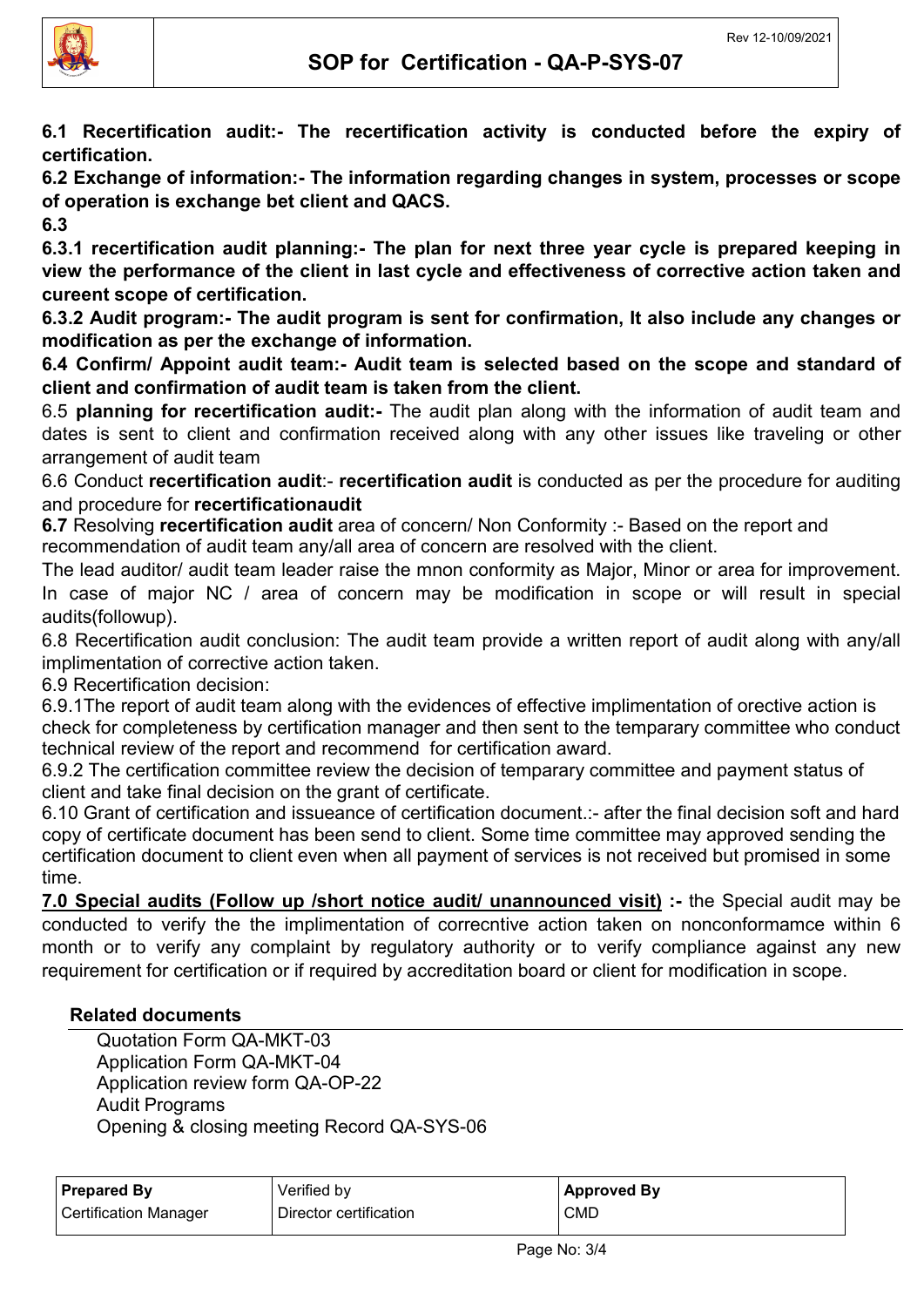**6.1 Recertification audit:- The recertification activity is conducted before the expiry of certification.**

**6.2 Exchange of information:- The information regarding changes in system, processes or scope of operation is exchange bet client and QACS.**

**6.3**

**6.3.1 recertification audit planning:- The plan for next three year cycle is prepared keeping in view the performance of the client in last cycle and effectiveness of corrective action taken and cureent scope of certification.**

**6.3.2 Audit program:- The audit program is sent for confirmation, It also include any changes or modification as per the exchange of information.**

**6.4 Confirm/ Appoint audit team:- Audit team is selected based on the scope and standard of client and confirmation of audit team is taken from the client.**

6.5 **planning for recertification audit:-** The audit plan along with the information of audit team and dates is sent to client and confirmation received along with any other issues like traveling or other arrangement of audit team

6.6 Conduct **recertification audit**:- **recertification audit** is conducted as per the procedure for auditing and procedure for **recertificationaudit**

**6.7** Resolving **recertification audit** area of concern/ Non Conformity :- Based on the report and recommendation of audit team any/all area of concern are resolved with the client.

The lead auditor/ audit team leader raise the mnon conformity as Major, Minor or area for improvement. In case of major NC / area of concern may be modification in scope or will result in special audits(followup).

6.8 Recertification audit conclusion: The audit team provide a written report of audit along with any/all implimentation of corrective action taken.

6.9 Recertification decision:

6.9.1The report of audit team along with the evidences of effective implimentation of orective action is check for completeness by certification manager and then sent to the temparary committee who conduct technical review of the report and recommend for certification award.

6.9.2 The certification committee review the decision of temparary committee and payment status of client and take final decision on the grant of certificate.

6.10 Grant of certification and issueance of certification document.:- after the final decision soft and hard copy of certificate document has been send to client. Some time committee may approved sending the certification document to client even when all payment of services is not received but promised in some time.

**7.0 Special audits (Follow up /short notice audit/ unannounced visit) :-** the Special audit may be conducted to verify the the implimentation of correcntive action taken on nonconformamce within 6 month or to verify any complaint by regulatory authority or to verify compliance against any new requirement for certification or if required by accreditation board or client for modification in scope.

**Related documents**

Quotation Form QA-MKT-03
Application Form QA-MKT-04
Application review form QA-OP-22
Audit Programs
Opening & closing meeting Record QA-SYS-06

| **Prepared By** | Verified by | **Approved By** |
|---|---|---|
| Certification Manager | Director certification | CMD |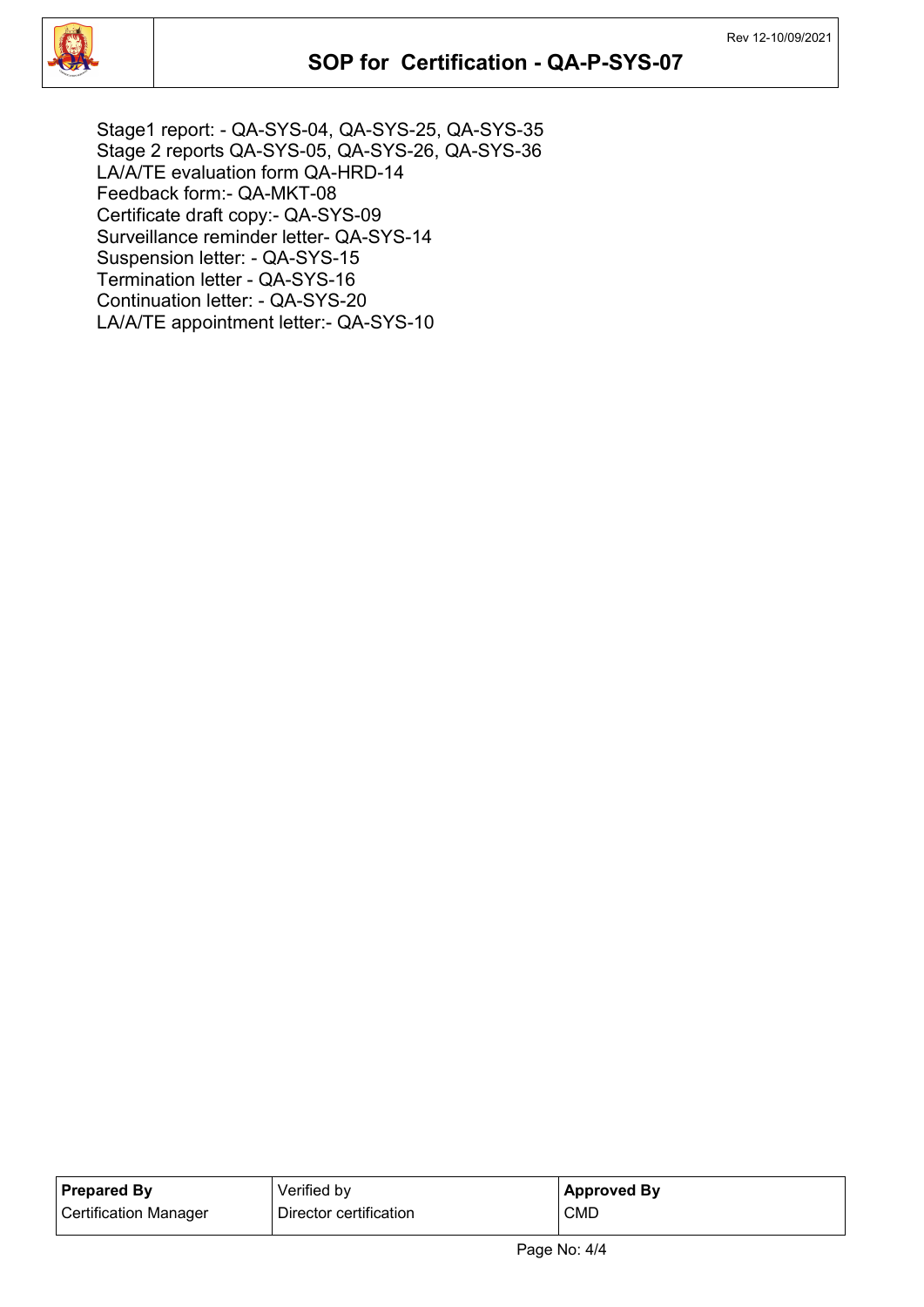Stage1 report: - QA-SYS-04, QA-SYS-25, QA-SYS-35
Stage 2 reports QA-SYS-05, QA-SYS-26, QA-SYS-36
LA/A/TE evaluation form QA-HRD-14
Feedback form:- QA-MKT-08
Certificate draft copy:- QA-SYS-09
Surveillance reminder letter- QA-SYS-14
Suspension letter: - QA-SYS-15
Termination letter - QA-SYS-16
Continuation letter: - QA-SYS-20
LA/A/TE appointment letter:- QA-SYS-10

| **Prepared By** | Verified by | **Approved By** |
|---|---|---|
| Certification Manager | Director certification | CMD |